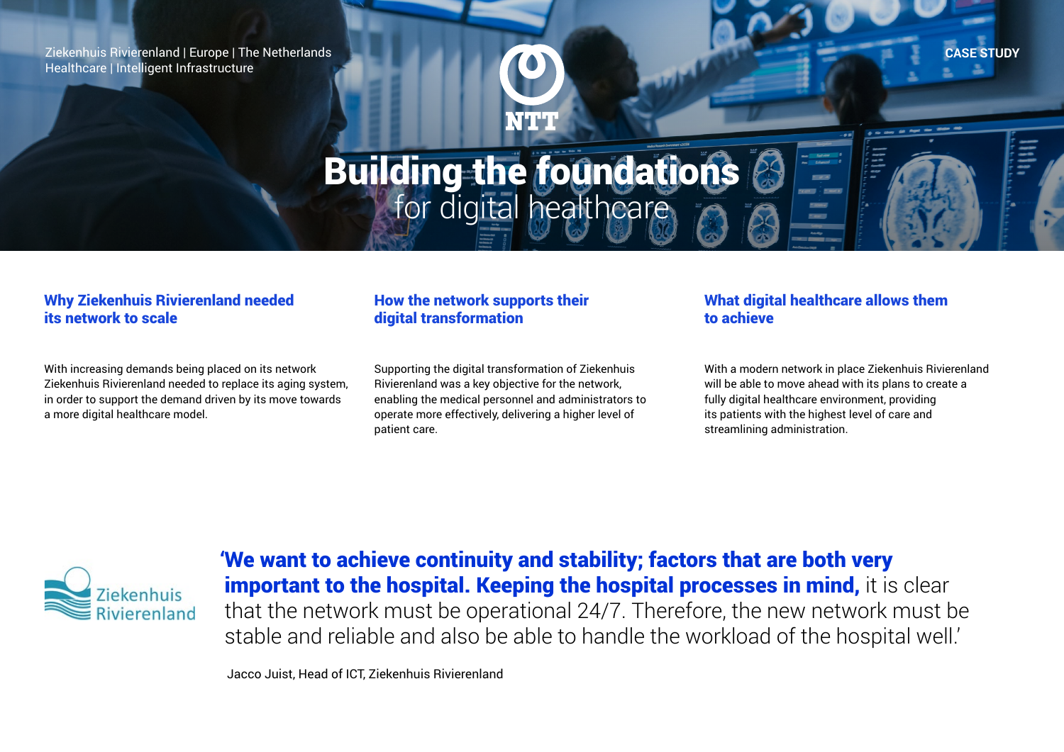Ziekenhuis Rivierenland | Europe | The Netherlands
Healthcare | Intelligent Infrastructure

CASE STUDY

# **Building the foundations** for digital healthcare

### Why Ziekenhuis Rivierenland needed its network to scale

With increasing demands being placed on its network Ziekenhuis Rivierenland needed to replace its aging system, in order to support the demand driven by its move towards a more digital healthcare model.

### How the network supports their digital transformation

Supporting the digital transformation of Ziekenhuis Rivierenland was a key objective for the network, enabling the medical personnel and administrators to operate more effectively, delivering a higher level of patient care.

### What digital healthcare allows them to achieve

With a modern network in place Ziekenhuis Rivierenland will be able to move ahead with its plans to create a fully digital healthcare environment, providing its patients with the highest level of care and streamlining administration.

Ziekenhuis Rivierenland

**'We want to achieve continuity and stability; factors that are both very important to the hospital. Keeping the hospital processes in mind,** it is clear that the network must be operational 24/7. Therefore, the new network must be stable and reliable and also be able to handle the workload of the hospital well.'

Jacco Juist, Head of ICT, Ziekenhuis Rivierenland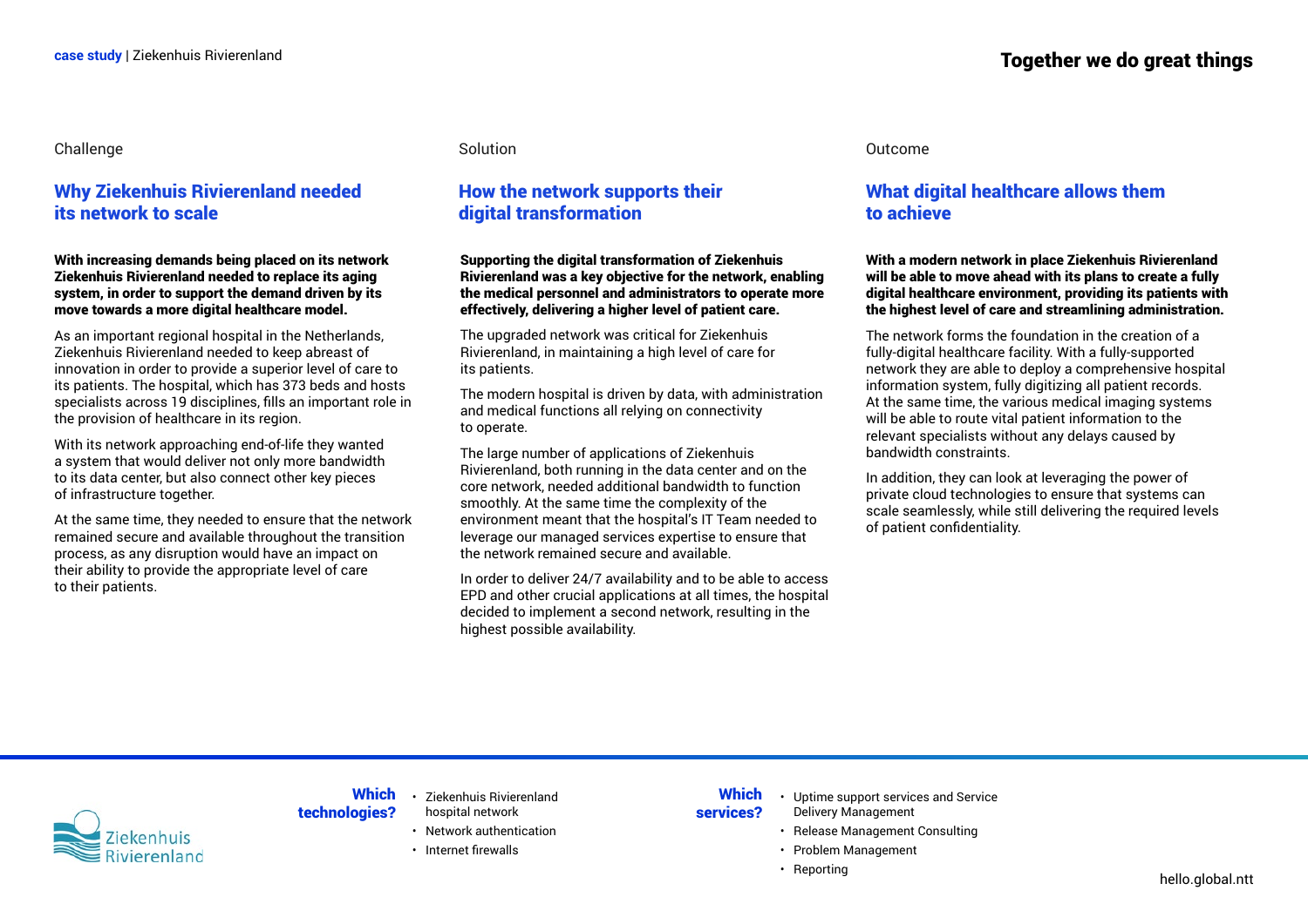**case study** | Ziekenhuis Rivierenland

**Together we do great things**

Challenge

## Why Ziekenhuis Rivierenland needed its network to scale

**With increasing demands being placed on its network Ziekenhuis Rivierenland needed to replace its aging system, in order to support the demand driven by its move towards a more digital healthcare model.**

As an important regional hospital in the Netherlands, Ziekenhuis Rivierenland needed to keep abreast of innovation in order to provide a superior level of care to its patients. The hospital, which has 373 beds and hosts specialists across 19 disciplines, fills an important role in the provision of healthcare in its region.

With its network approaching end-of-life they wanted a system that would deliver not only more bandwidth to its data center, but also connect other key pieces of infrastructure together.

At the same time, they needed to ensure that the network remained secure and available throughout the transition process, as any disruption would have an impact on their ability to provide the appropriate level of care to their patients.

Solution

## How the network supports their digital transformation

**Supporting the digital transformation of Ziekenhuis Rivierenland was a key objective for the network, enabling the medical personnel and administrators to operate more effectively, delivering a higher level of patient care.**

The upgraded network was critical for Ziekenhuis Rivierenland, in maintaining a high level of care for its patients.

The modern hospital is driven by data, with administration and medical functions all relying on connectivity to operate.

The large number of applications of Ziekenhuis Rivierenland, both running in the data center and on the core network, needed additional bandwidth to function smoothly. At the same time the complexity of the environment meant that the hospital's IT Team needed to leverage our managed services expertise to ensure that the network remained secure and available.

In order to deliver 24/7 availability and to be able to access EPD and other crucial applications at all times, the hospital decided to implement a second network, resulting in the highest possible availability.

Outcome

## What digital healthcare allows them to achieve

**With a modern network in place Ziekenhuis Rivierenland will be able to move ahead with its plans to create a fully digital healthcare environment, providing its patients with the highest level of care and streamlining administration.**

The network forms the foundation in the creation of a fully-digital healthcare facility. With a fully-supported network they are able to deploy a comprehensive hospital information system, fully digitizing all patient records. At the same time, the various medical imaging systems will be able to route vital patient information to the relevant specialists without any delays caused by bandwidth constraints.

In addition, they can look at leveraging the power of private cloud technologies to ensure that systems can scale seamlessly, while still delivering the required levels of patient confidentiality.

Ziekenhuis Rivierenland

**Which technologies?**

- Ziekenhuis Rivierenland hospital network
- Network authentication
- Internet firewalls

**Which services?**

- Uptime support services and Service Delivery Management
- Release Management Consulting
- Problem Management
- Reporting

hello.global.ntt